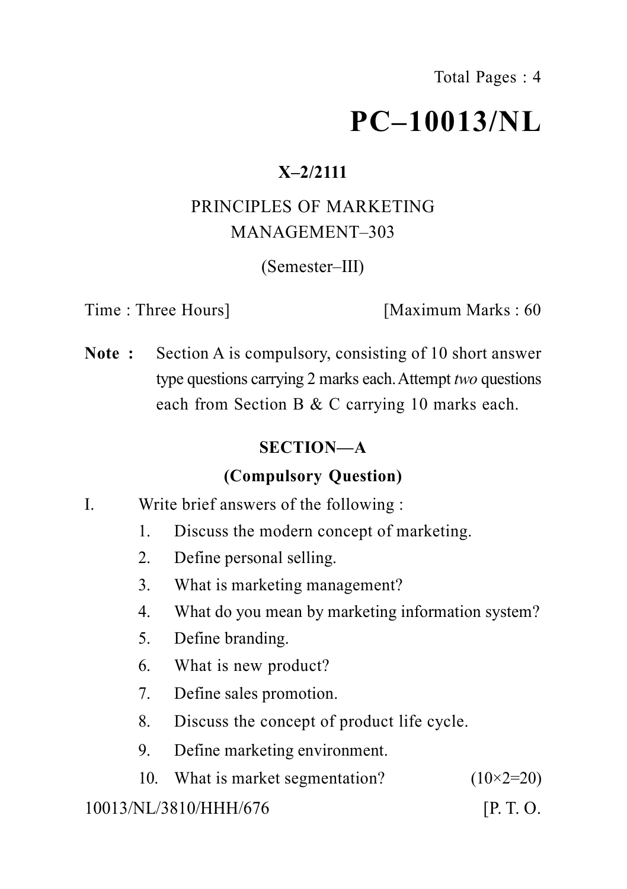# PC–10013/NL

**X–2/2111**

PRINCIPLES OF MARKETING MANAGEMENT–303

(Semester–III)

Time : Three Hours] [Maximum Marks : 60

**Note :** Section A is compulsory, consisting of 10 short answer type questions carrying 2 marks each. Attempt *two* questions each from Section B & C carrying 10 marks each.

## SECTION—A

### (Compulsory Question)

I. Write brief answers of the following :

1. Discuss the modern concept of marketing.
2. Define personal selling.
3. What is marketing management?
4. What do you mean by marketing information system?
5. Define branding.
6. What is new product?
7. Define sales promotion.
8. Discuss the concept of product life cycle.
9. Define marketing environment.
10. What is market segmentation? (10×2=20)

10013/NL/3810/HHH/676 [P. T. O.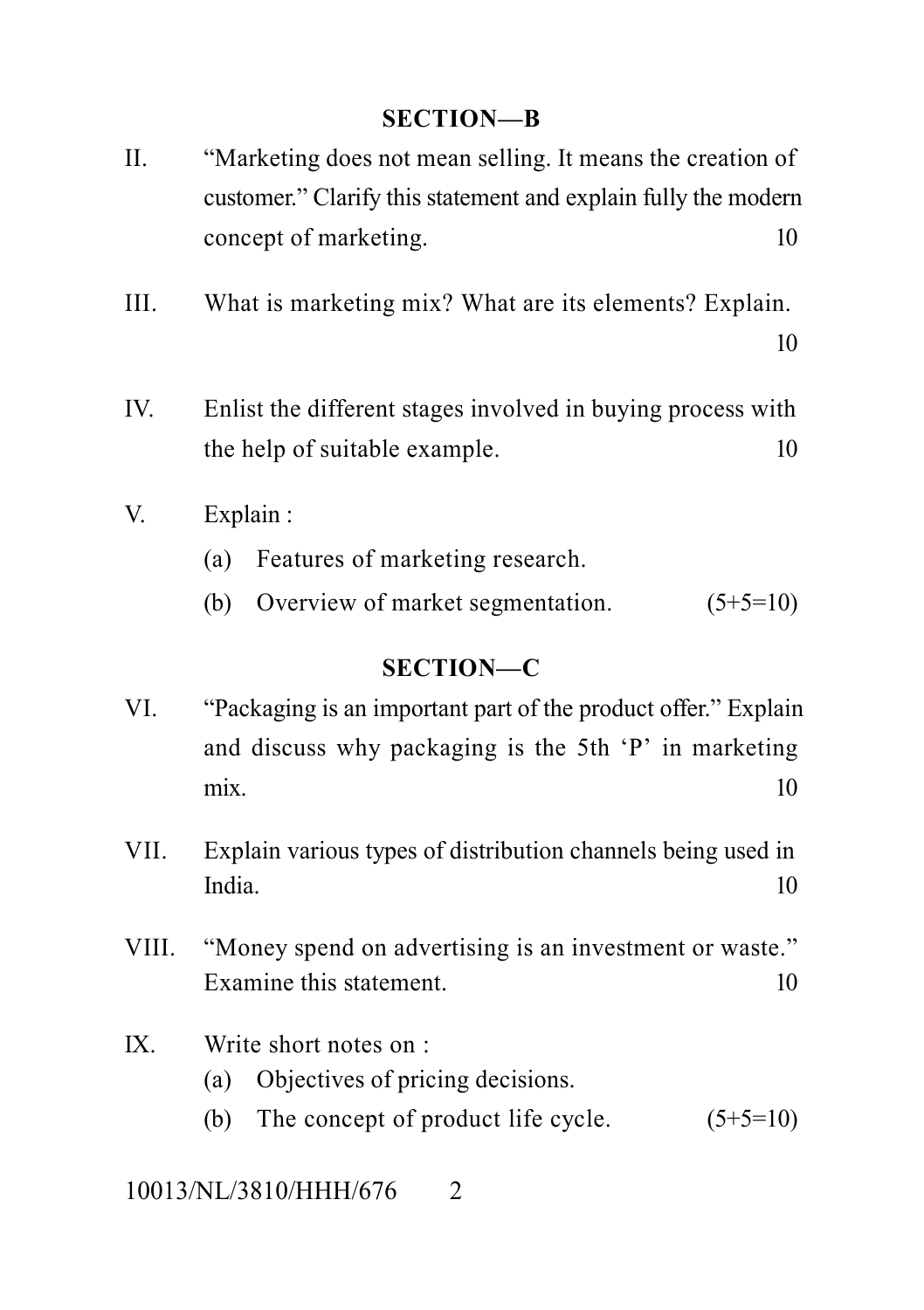## SECTION—B

II. "Marketing does not mean selling. It means the creation of customer." Clarify this statement and explain fully the modern concept of marketing. 10

III. What is marketing mix? What are its elements? Explain. 10

IV. Enlist the different stages involved in buying process with the help of suitable example. 10

V. Explain :

(a) Features of marketing research.

(b) Overview of market segmentation. (5+5=10)

## SECTION—C

VI. "Packaging is an important part of the product offer." Explain and discuss why packaging is the 5th 'P' in marketing mix. 10

VII. Explain various types of distribution channels being used in India. 10

VIII. "Money spend on advertising is an investment or waste." Examine this statement. 10

IX. Write short notes on :

(a) Objectives of pricing decisions.

(b) The concept of product life cycle. (5+5=10)

10013/NL/3810/HHH/676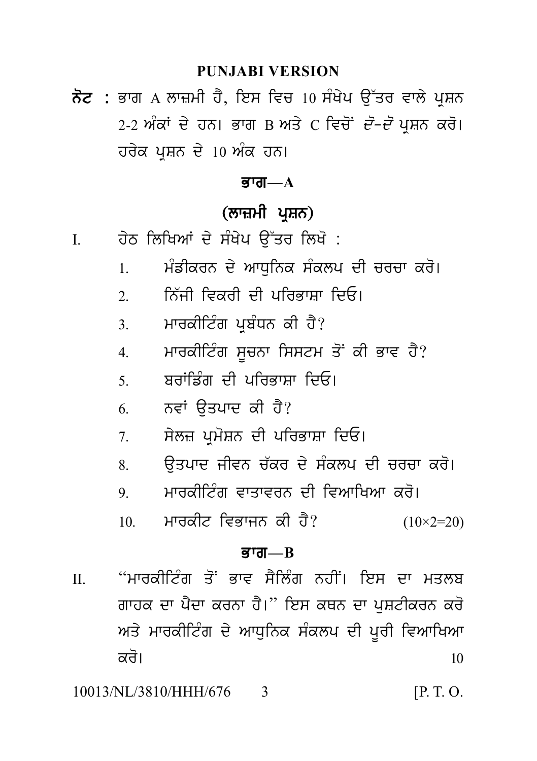**PUNJABI VERSION**

**ਨੋਟ :** ਭਾਗ A ਲਾਜ਼ਮੀ ਹੈ, ਇਸ ਵਿਚ 10 ਸੰਖੇਪ ਉੱਤਰ ਵਾਲੇ ਪ੍ਰਸ਼ਨ 2-2 ਅੰਕਾਂ ਦੇ ਹਨ। ਭਾਗ B ਅਤੇ C ਵਿਚੋਂ *ਦੋ-ਦੋ* ਪ੍ਰਸ਼ਨ ਕਰੋ। ਹਰੇਕ ਪ੍ਰਸ਼ਨ ਦੇ 10 ਅੰਕ ਹਨ।

## ਭਾਗ—A

### (ਲਾਜ਼ਮੀ ਪ੍ਰਸ਼ਨ)

I. ਹੇਠ ਲਿਖਿਆਂ ਦੇ ਸੰਖੇਪ ਉੱਤਰ ਲਿਖੋ :

1. ਮੰਡੀਕਰਨ ਦੇ ਆਧੁਨਿਕ ਸੰਕਲਪ ਦੀ ਚਰਚਾ ਕਰੋ।
2. ਨਿੱਜੀ ਵਿਕਰੀ ਦੀ ਪਰਿਭਾਸ਼ਾ ਦਿਓ।
3. ਮਾਰਕੀਟਿੰਗ ਪ੍ਰਬੰਧਨ ਕੀ ਹੈ?
4. ਮਾਰਕੀਟਿੰਗ ਸੂਚਨਾ ਸਿਸਟਮ ਤੋਂ ਕੀ ਭਾਵ ਹੈ?
5. ਬਰਾਂਡਿੰਗ ਦੀ ਪਰਿਭਾਸ਼ਾ ਦਿਓ।
6. ਨਵਾਂ ਉਤਪਾਦ ਕੀ ਹੈ?
7. ਸੇਲਜ਼ ਪ੍ਰਮੋਸ਼ਨ ਦੀ ਪਰਿਭਾਸ਼ਾ ਦਿਓ।
8. ਉਤਪਾਦ ਜੀਵਨ ਚੱਕਰ ਦੇ ਸੰਕਲਪ ਦੀ ਚਰਚਾ ਕਰੋ।
9. ਮਾਰਕੀਟਿੰਗ ਵਾਤਾਵਰਨ ਦੀ ਵਿਆਖਿਆ ਕਰੋ।
10. ਮਾਰਕੀਟ ਵਿਭਾਜਨ ਕੀ ਹੈ? (10×2=20)

## ਭਾਗ—B

II. "ਮਾਰਕੀਟਿੰਗ ਤੋਂ ਭਾਵ ਸੈਲਿੰਗ ਨਹੀਂ। ਇਸ ਦਾ ਮਤਲਬ ਗਾਹਕ ਦਾ ਪੈਦਾ ਕਰਨਾ ਹੈ।" ਇਸ ਕਥਨ ਦਾ ਪੁਸ਼ਟੀਕਰਨ ਕਰੋ ਅਤੇ ਮਾਰਕੀਟਿੰਗ ਦੇ ਆਧੁਨਿਕ ਸੰਕਲਪ ਦੀ ਪੂਰੀ ਵਿਆਖਿਆ ਕਰੋ। 10

10013/NL/3810/HHH/676 [P. T. O.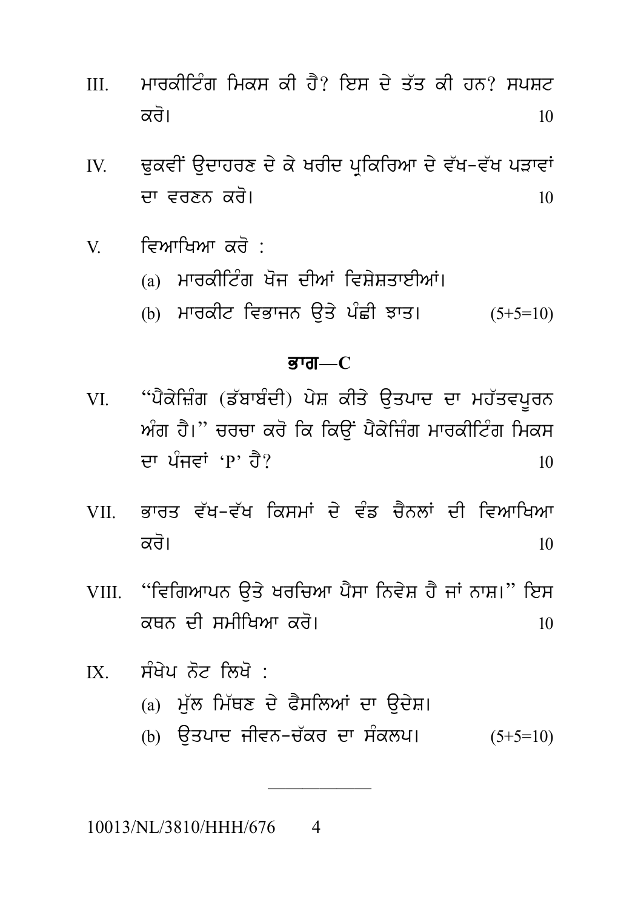III. ਮਾਰਕੀਟਿੰਗ ਮਿਕਸ ਕੀ ਹੈ? ਇਸ ਦੇ ਤੱਤ ਕੀ ਹਨ? ਸਪਸ਼ਟ ਕਰੋ। 10

IV. ਢੁਕਵੀਂ ਉਦਾਹਰਣ ਦੇ ਕੇ ਖਰੀਦ ਪ੍ਰਕਿਰਿਆ ਦੇ ਵੱਖ-ਵੱਖ ਪੜਾਵਾਂ ਦਾ ਵਰਣਨ ਕਰੋ। 10

V. ਵਿਆਖਿਆ ਕਰੋ :

(a) ਮਾਰਕੀਟਿੰਗ ਖੋਜ ਦੀਆਂ ਵਿਸ਼ੇਸ਼ਤਾਈਆਂ।

(b) ਮਾਰਕੀਟ ਵਿਭਾਜਨ ਉਤੇ ਪੰਛੀ ਝਾਤ। (5+5=10)

## ਭਾਗ—C

VI. "ਪੈਕੇਜ਼ਿੰਗ (ਡੱਬਾਬੰਦੀ) ਪੇਸ਼ ਕੀਤੇ ਉਤਪਾਦ ਦਾ ਮਹੱਤਵਪੂਰਨ ਅੰਗ ਹੈ।" ਚਰਚਾ ਕਰੋ ਕਿ ਕਿਉਂ ਪੈਕੇਜਿੰਗ ਮਾਰਕੀਟਿੰਗ ਮਿਕਸ ਦਾ ਪੰਜਵਾਂ 'P' ਹੈ? 10

VII. ਭਾਰਤ ਵੱਖ-ਵੱਖ ਕਿਸਮਾਂ ਦੇ ਵੰਡ ਚੈਨਲਾਂ ਦੀ ਵਿਆਖਿਆ ਕਰੋ। 10

VIII. "ਵਿਗਿਆਪਨ ਉਤੇ ਖਰਚਿਆ ਪੈਸਾ ਨਿਵੇਸ਼ ਹੈ ਜਾਂ ਨਾਸ਼।" ਇਸ ਕਥਨ ਦੀ ਸਮੀਖਿਆ ਕਰੋ। 10

IX. ਸੰਖੇਪ ਨੋਟ ਲਿਖੋ :

(a) ਮੁੱਲ ਮਿੱਥਣ ਦੇ ਫੈਸਲਿਆਂ ਦਾ ਉਦੇਸ਼।

(b) ਉਤਪਾਦ ਜੀਵਨ-ਚੱਕਰ ਦਾ ਸੰਕਲਪ। (5+5=10)

---

10013/NL/3810/HHH/676